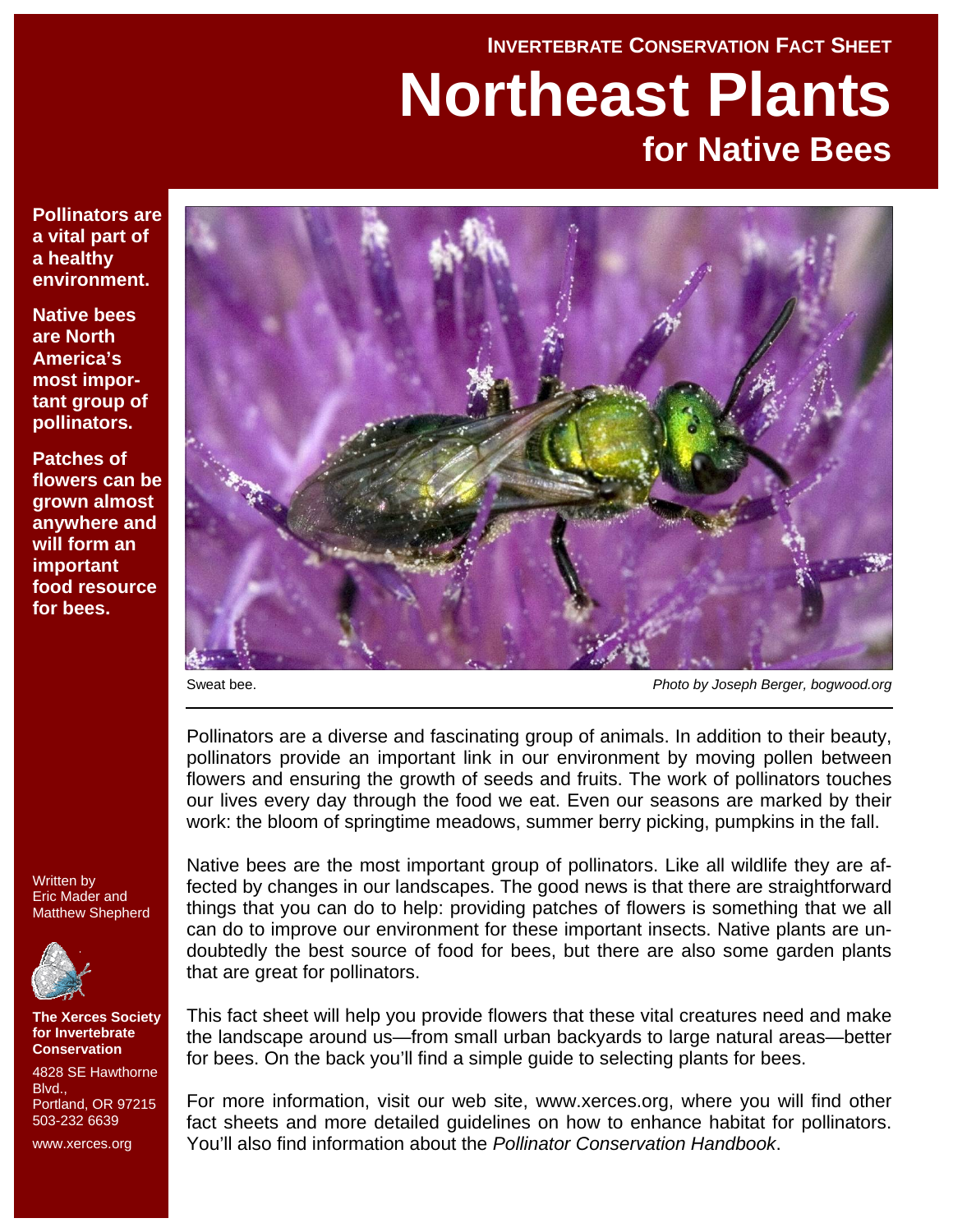INVERTEBRATE CONSERVATION FACT SHEET

# Northeast Plants

## for Native Bees

**Pollinators are a vital part of a healthy environment.**

**Native bees are North America's most important group of pollinators.**

**Patches of flowers can be grown almost anywhere and will form an important food resource for bees.**

Sweat bee. *Photo by Joseph Berger, bogwood.org*

Pollinators are a diverse and fascinating group of animals. In addition to their beauty, pollinators provide an important link in our environment by moving pollen between flowers and ensuring the growth of seeds and fruits. The work of pollinators touches our lives every day through the food we eat. Even our seasons are marked by their work: the bloom of springtime meadows, summer berry picking, pumpkins in the fall.

Native bees are the most important group of pollinators. Like all wildlife they are affected by changes in our landscapes. The good news is that there are straightforward things that you can do to help: providing patches of flowers is something that we all can do to improve our environment for these important insects. Native plants are undoubtedly the best source of food for bees, but there are also some garden plants that are great for pollinators.

This fact sheet will help you provide flowers that these vital creatures need and make the landscape around us—from small urban backyards to large natural areas—better for bees. On the back you'll find a simple guide to selecting plants for bees.

For more information, visit our web site, www.xerces.org, where you will find other fact sheets and more detailed guidelines on how to enhance habitat for pollinators. You'll also find information about the *Pollinator Conservation Handbook*.

Written by Eric Mader and Matthew Shepherd

**The Xerces Society for Invertebrate Conservation**

4828 SE Hawthorne Blvd., Portland, OR 97215
503-232 6639

www.xerces.org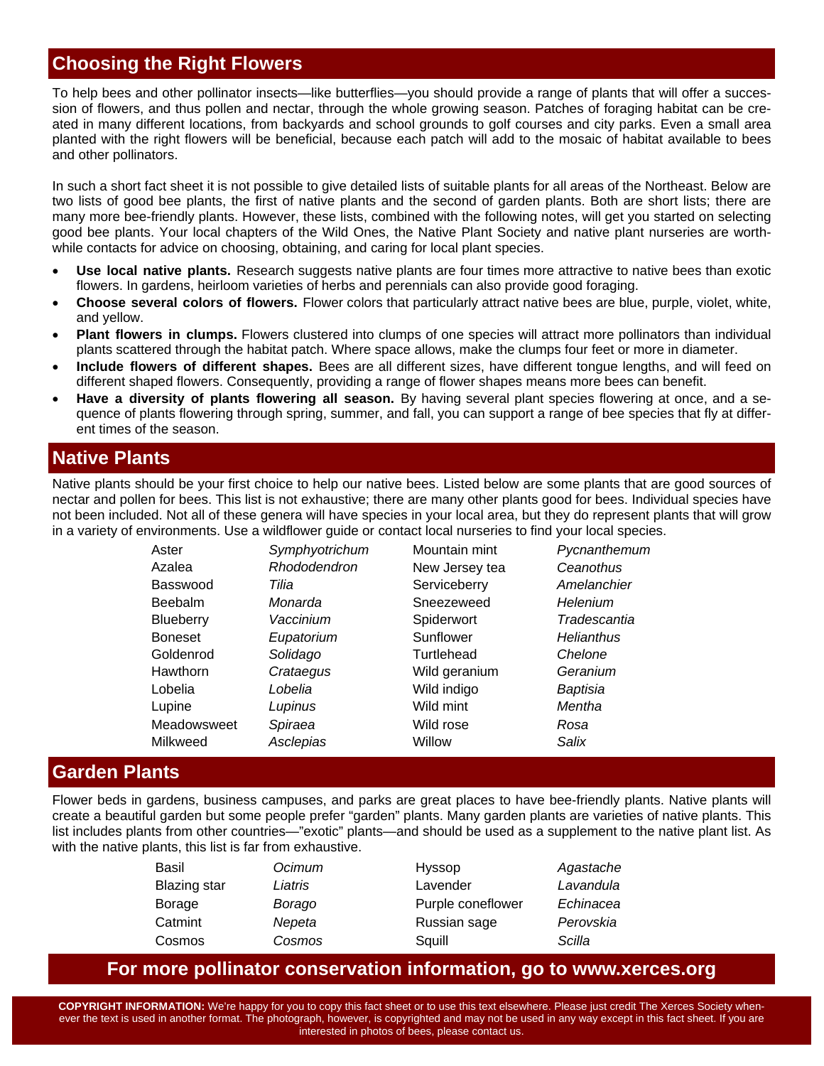## Choosing the Right Flowers

To help bees and other pollinator insects—like butterflies—you should provide a range of plants that will offer a succession of flowers, and thus pollen and nectar, through the whole growing season. Patches of foraging habitat can be created in many different locations, from backyards and school grounds to golf courses and city parks. Even a small area planted with the right flowers will be beneficial, because each patch will add to the mosaic of habitat available to bees and other pollinators.

In such a short fact sheet it is not possible to give detailed lists of suitable plants for all areas of the Northeast. Below are two lists of good bee plants, the first of native plants and the second of garden plants. Both are short lists; there are many more bee-friendly plants. However, these lists, combined with the following notes, will get you started on selecting good bee plants. Your local chapters of the Wild Ones, the Native Plant Society and native plant nurseries are worthwhile contacts for advice on choosing, obtaining, and caring for local plant species.

- **Use local native plants.** Research suggests native plants are four times more attractive to native bees than exotic flowers. In gardens, heirloom varieties of herbs and perennials can also provide good foraging.
- **Choose several colors of flowers.** Flower colors that particularly attract native bees are blue, purple, violet, white, and yellow.
- **Plant flowers in clumps.** Flowers clustered into clumps of one species will attract more pollinators than individual plants scattered through the habitat patch. Where space allows, make the clumps four feet or more in diameter.
- **Include flowers of different shapes.** Bees are all different sizes, have different tongue lengths, and will feed on different shaped flowers. Consequently, providing a range of flower shapes means more bees can benefit.
- **Have a diversity of plants flowering all season.** By having several plant species flowering at once, and a sequence of plants flowering through spring, summer, and fall, you can support a range of bee species that fly at different times of the season.

## Native Plants

Native plants should be your first choice to help our native bees. Listed below are some plants that are good sources of nectar and pollen for bees. This list is not exhaustive; there are many other plants good for bees. Individual species have not been included. Not all of these genera will have species in your local area, but they do represent plants that will grow in a variety of environments. Use a wildflower guide or contact local nurseries to find your local species.

| | | | |
|---|---|---|---|
| Aster | *Symphyotrichum* | Mountain mint | *Pycnanthemum* |
| Azalea | *Rhododendron* | New Jersey tea | *Ceanothus* |
| Basswood | *Tilia* | Serviceberry | *Amelanchier* |
| Beebalm | *Monarda* | Sneezeweed | *Helenium* |
| Blueberry | *Vaccinium* | Spiderwort | *Tradescantia* |
| Boneset | *Eupatorium* | Sunflower | *Helianthus* |
| Goldenrod | *Solidago* | Turtlehead | *Chelone* |
| Hawthorn | *Crataegus* | Wild geranium | *Geranium* |
| Lobelia | *Lobelia* | Wild indigo | *Baptisia* |
| Lupine | *Lupinus* | Wild mint | *Mentha* |
| Meadowsweet | *Spiraea* | Wild rose | *Rosa* |
| Milkweed | *Asclepias* | Willow | *Salix* |

## Garden Plants

Flower beds in gardens, business campuses, and parks are great places to have bee-friendly plants. Native plants will create a beautiful garden but some people prefer "garden" plants. Many garden plants are varieties of native plants. This list includes plants from other countries—"exotic" plants—and should be used as a supplement to the native plant list. As with the native plants, this list is far from exhaustive.

| | | | |
|---|---|---|---|
| Basil | *Ocimum* | Hyssop | *Agastache* |
| Blazing star | *Liatris* | Lavender | *Lavandula* |
| Borage | *Borago* | Purple coneflower | *Echinacea* |
| Catmint | *Nepeta* | Russian sage | *Perovskia* |
| Cosmos | *Cosmos* | Squill | *Scilla* |

## For more pollinator conservation information, go to www.xerces.org

**COPYRIGHT INFORMATION:** We're happy for you to copy this fact sheet or to use this text elsewhere. Please just credit The Xerces Society whenever the text is used in another format. The photograph, however, is copyrighted and may not be used in any way except in this fact sheet. If you are interested in photos of bees, please contact us.